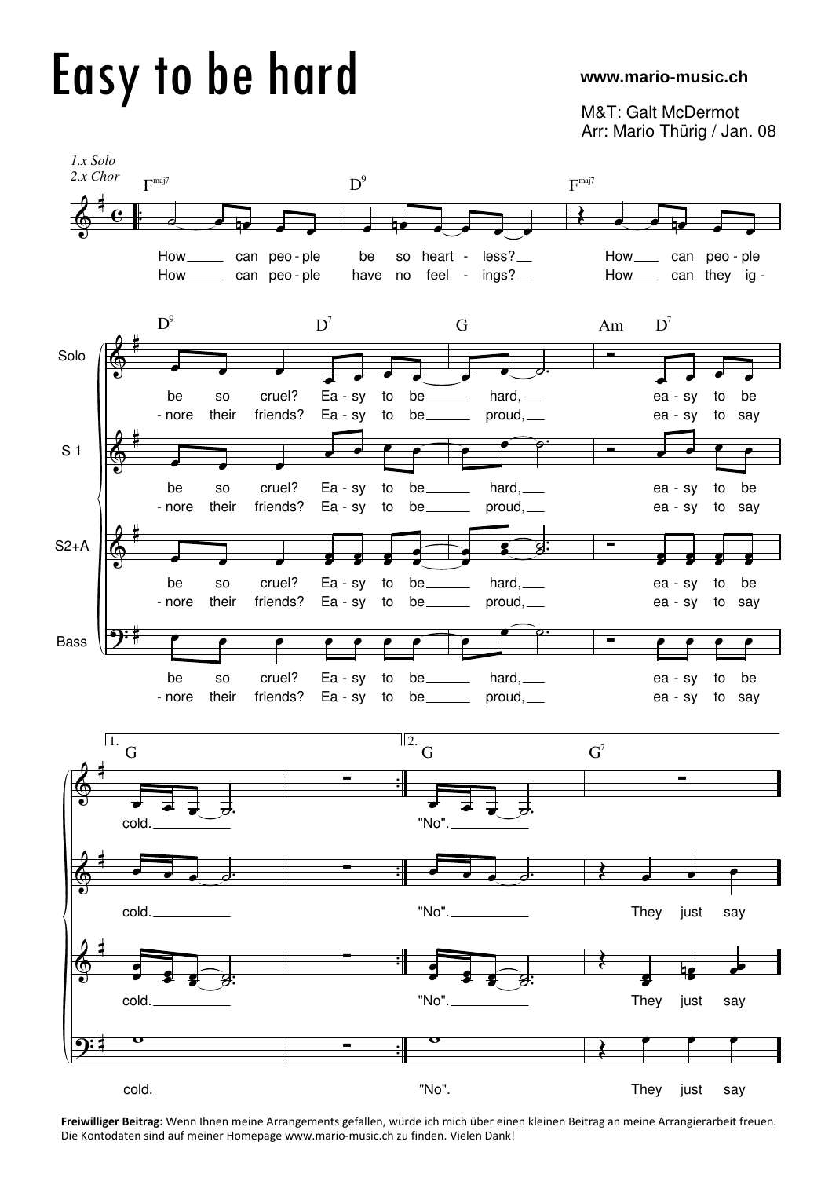# Easy to be hard

www.mario-music.ch

M&T: Galt McDermot
Arr: Mario Thürig / Jan. 08

*1.x Solo*
*2.x Chor*

Fmaj7 — D9 — Fmaj7

How ___ can peo - ple be so heart - less? ___ How ___ can peo - ple
How ___ can peo - ple have no feel - ings? ___ How ___ can they ig -

D9 — D7 — G — Am — D7

Solo / S 1 / S2+A / Bass:

be so cruel? Ea - sy to be ___ hard, ___ ea - sy to be
- nore their friends? Ea - sy to be ___ proud, ___ ea - sy to say

1. G

cold. ___

2. G — G7

"No". ___ They just say

**Freiwilliger Beitrag:** Wenn Ihnen meine Arrangements gefallen, würde ich mich über einen kleinen Beitrag an meine Arrangierarbeit freuen. Die Kontodaten sind auf meiner Homepage www.mario-music.ch zu finden. Vielen Dank!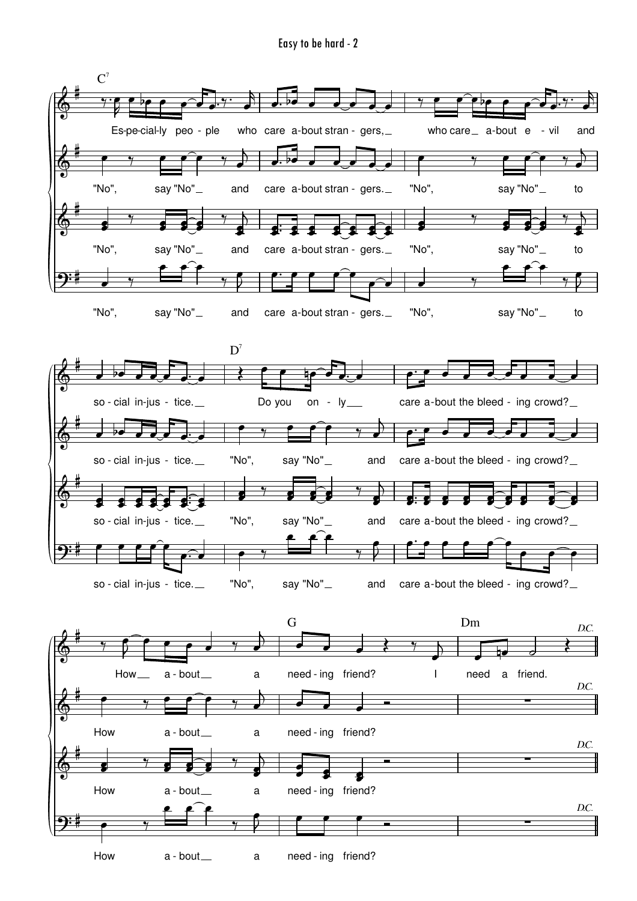C7

Es-pe-cial-ly peo - ple who care a-bout stran - gers, who care a-bout e - vil and

"No", say "No" and care a-bout stran - gers. "No", say "No" to

"No", say "No" and care a-bout stran - gers. "No", say "No" to

"No", say "No" and care a-bout stran - gers. "No", say "No" to

D7

so - cial in-jus - tice. Do you on - ly care a-bout the bleed - ing crowd?

so - cial in-jus - tice. "No", say "No" and care a-bout the bleed - ing crowd?

so - cial in-jus - tice. "No", say "No" and care a-bout the bleed - ing crowd?

so - cial in-jus - tice. "No", say "No" and care a-bout the bleed - ing crowd?

G Dm

How a - bout a need - ing friend? I need a friend. *D.C.*

How a - bout a need - ing friend? *D.C.*

How a - bout a need - ing friend? *D.C.*

How a - bout a need - ing friend? *D.C.*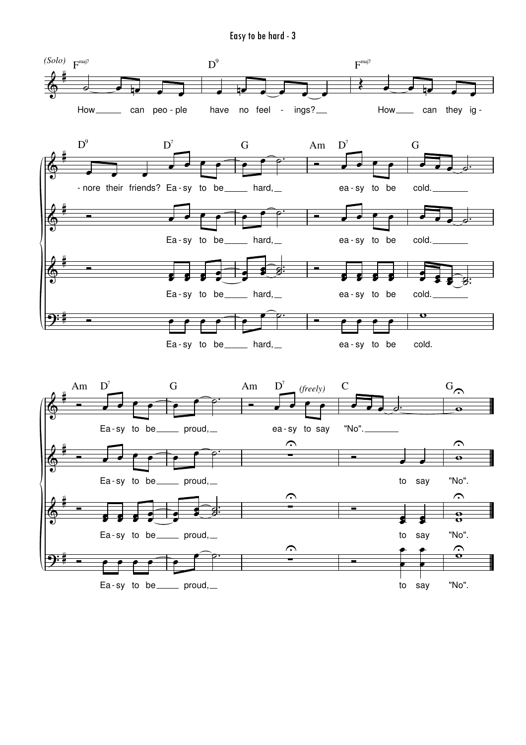(Solo)

F$^{maj7}$ D$^{9}$ F$^{maj7}$

How can peo - ple have no feel - ings? How can they ig -

D$^{9}$ D$^{7}$ G Am D$^{7}$ G

- nore their friends? Ea - sy to be hard, ea - sy to be cold.

Ea - sy to be hard, ea - sy to be cold.

Ea - sy to be hard, ea - sy to be cold.

Ea - sy to be hard, ea - sy to be cold.

Am D$^{7}$ G Am D$^{7}$ (freely) C G

Ea - sy to be proud, ea - sy to say "No".

Ea - sy to be proud, to say "No".

Ea - sy to be proud, to say "No".

Ea - sy to be proud, to say "No".